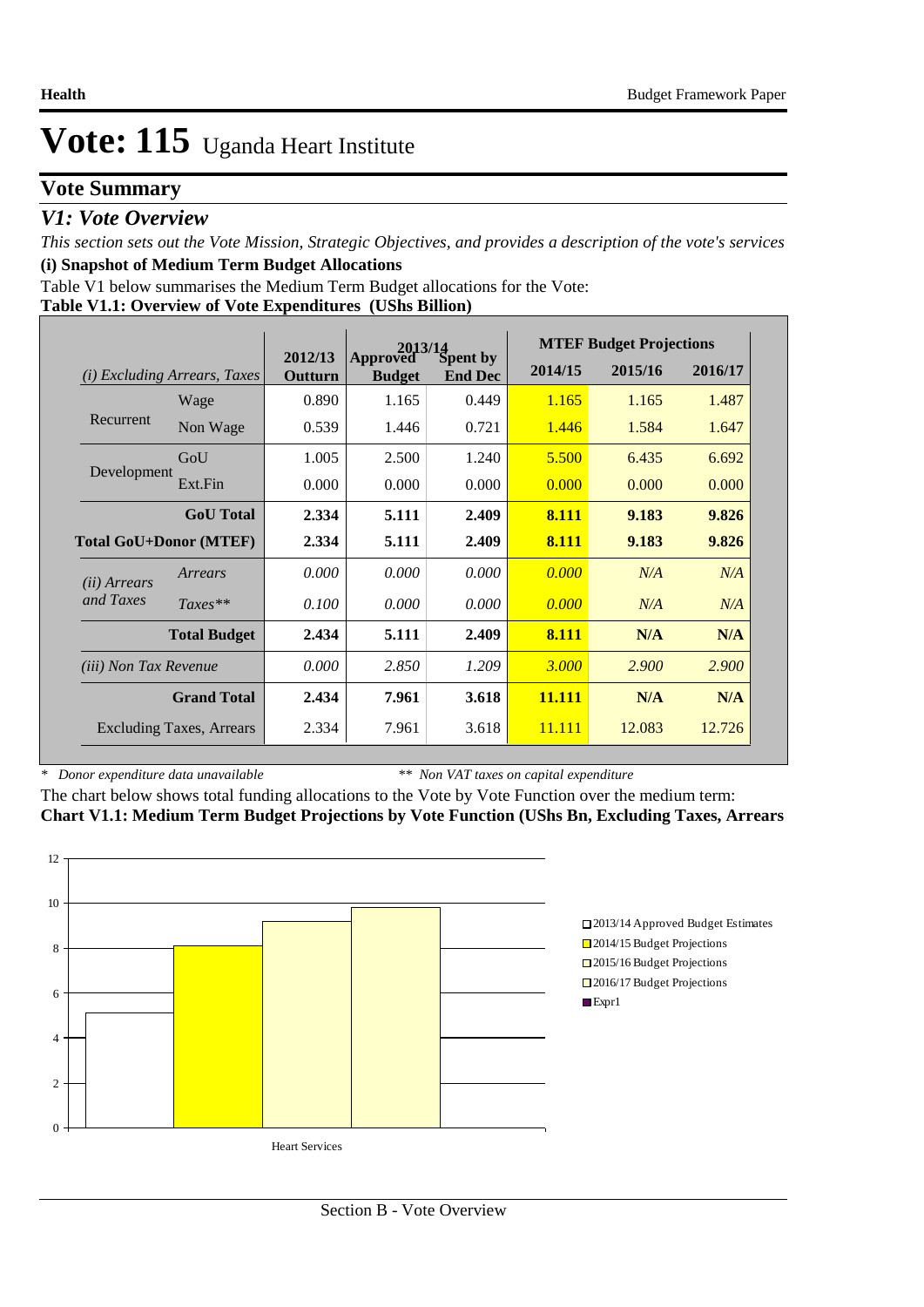# Vote: 115 Uganda Heart Institute

## Vote Summary

### *V1: Vote Overview*

*This section sets out the Vote Mission, Strategic Objectives, and provides a description of the vote's services*

**(i) Snapshot of Medium Term Budget Allocations**

Table V1 below summarises the Medium Term Budget allocations for the Vote:

**Table V1.1: Overview of Vote Expenditures (UShs Billion)**

| *(i) Excluding Arrears, Taxes* | | 2012/13 Outturn | 2013/14 Approved Budget | 2013/14 Spent by End Dec | MTEF Budget Projections 2014/15 | 2015/16 | 2016/17 |
|---|---|---|---|---|---|---|---|
| Recurrent | Wage | 0.890 | 1.165 | 0.449 | 1.165 | 1.165 | 1.487 |
| | Non Wage | 0.539 | 1.446 | 0.721 | 1.446 | 1.584 | 1.647 |
| Development | GoU | 1.005 | 2.500 | 1.240 | 5.500 | 6.435 | 6.692 |
| | Ext.Fin | 0.000 | 0.000 | 0.000 | 0.000 | 0.000 | 0.000 |
| | **GoU Total** | **2.334** | **5.111** | **2.409** | **8.111** | **9.183** | **9.826** |
| **Total GoU+Donor (MTEF)** | | **2.334** | **5.111** | **2.409** | **8.111** | **9.183** | **9.826** |
| *(ii) Arrears and Taxes* | *Arrears* | *0.000* | *0.000* | *0.000* | *0.000* | *N/A* | *N/A* |
| | *Taxes*** | *0.100* | *0.000* | *0.000* | *0.000* | *N/A* | *N/A* |
| | **Total Budget** | **2.434** | **5.111** | **2.409** | **8.111** | **N/A** | **N/A** |
| *(iii) Non Tax Revenue* | | *0.000* | *2.850* | *1.209* | *3.000* | *2.900* | *2.900* |
| | **Grand Total** | **2.434** | **7.961** | **3.618** | **11.111** | **N/A** | **N/A** |
| | Excluding Taxes, Arrears | 2.334 | 7.961 | 3.618 | 11.111 | 12.083 | 12.726 |

\* *Donor expenditure data unavailable* ** *Non VAT taxes on capital expenditure*

The chart below shows total funding allocations to the Vote by Vote Function over the medium term:

**Chart V1.1: Medium Term Budget Projections by Vote Function (UShs Bn, Excluding Taxes, Arrears**

| Vote Function | 2013/14 Approved Budget Estimates | 2014/15 Budget Projections | 2015/16 Budget Projections | 2016/17 Budget Projections |
|---|---|---|---|---|
| Heart Services | 5.111 | 8.111 | 9.183 | 9.826 |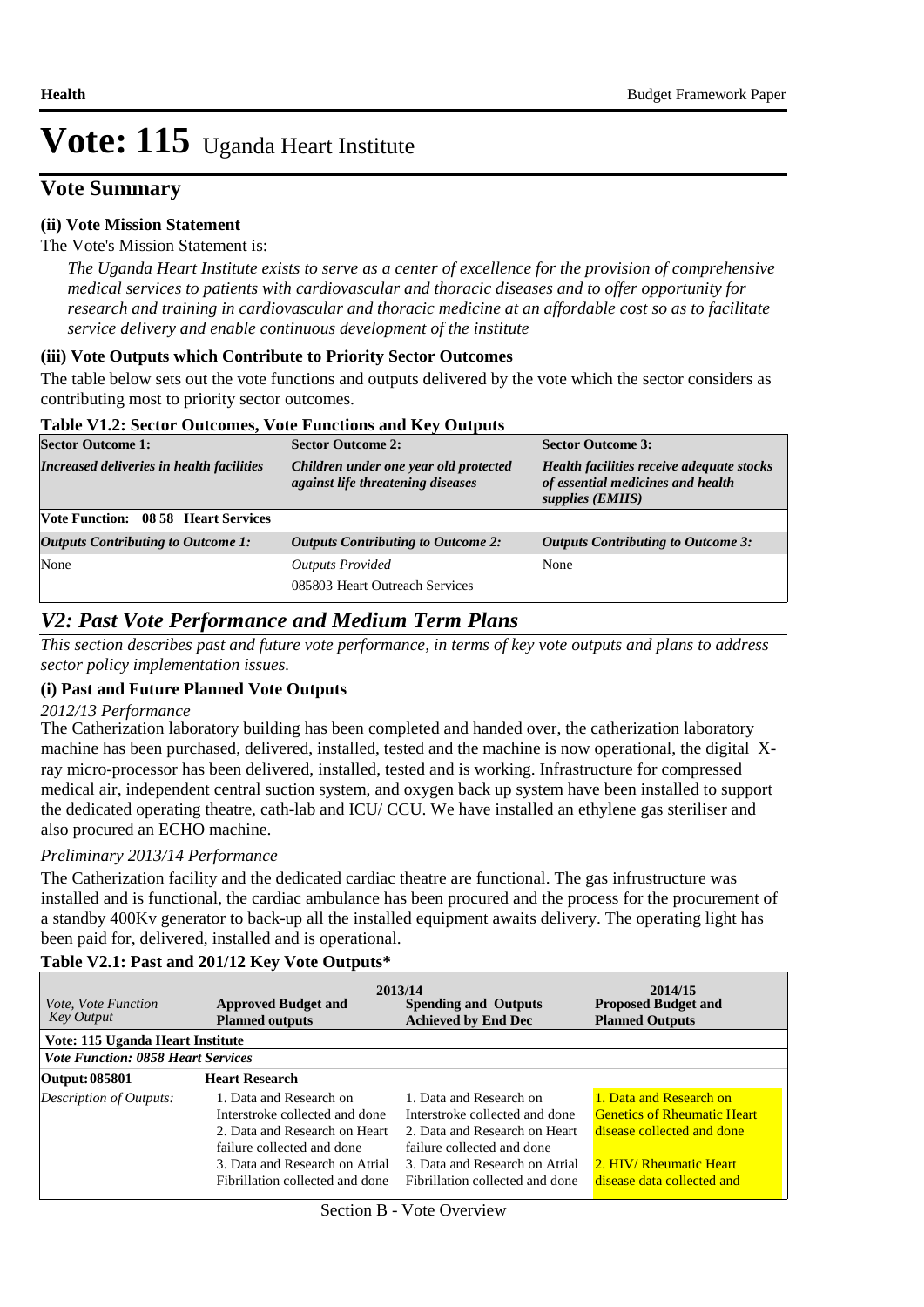# Vote: 115 Uganda Heart Institute

## Vote Summary

**(ii) Vote Mission Statement**

The Vote's Mission Statement is:

*The Uganda Heart Institute exists to serve as a center of excellence for the provision of comprehensive medical services to patients with cardiovascular and thoracic diseases and to offer opportunity for research and training in cardiovascular and thoracic medicine at an affordable cost so as to facilitate service delivery and enable continuous development of the institute*

**(iii) Vote Outputs which Contribute to Priority Sector Outcomes**

The table below sets out the vote functions and outputs delivered by the vote which the sector considers as contributing most to priority sector outcomes.

**Table V1.2: Sector Outcomes, Vote Functions and Key Outputs**

| Sector Outcome 1: | Sector Outcome 2: | Sector Outcome 3: |
|---|---|---|
| ***Increased deliveries in health facilities*** | ***Children under one year old protected against life threatening diseases*** | ***Health facilities receive adequate stocks of essential medicines and health supplies (EMHS)*** |
| **Vote Function: 08 58 Heart Services** | | |
| ***Outputs Contributing to Outcome 1:*** | ***Outputs Contributing to Outcome 2:*** | ***Outputs Contributing to Outcome 3:*** |
| None | *Outputs Provided*<br>085803 Heart Outreach Services | None |

## *V2: Past Vote Performance and Medium Term Plans*

*This section describes past and future vote performance, in terms of key vote outputs and plans to address sector policy implementation issues.*

**(i) Past and Future Planned Vote Outputs**

*2012/13 Performance*

The Catherization laboratory building has been completed and handed over, the catherization laboratory machine has been purchased, delivered, installed, tested and the machine is now operational, the digital X-ray micro-processor has been delivered, installed, tested and is working. Infrastructure for compressed medical air, independent central suction system, and oxygen back up system have been installed to support the dedicated operating theatre, cath-lab and ICU/ CCU. We have installed an ethylene gas steriliser and also procured an ECHO machine.

*Preliminary 2013/14 Performance*

The Catherization facility and the dedicated cardiac theatre are functional. The gas infrustructure was installed and is functional, the cardiac ambulance has been procured and the process for the procurement of a standby 400Kv generator to back-up all the installed equipment awaits delivery. The operating light has been paid for, delivered, installed and is operational.

**Table V2.1: Past and 201/12 Key Vote Outputs***

| *Vote, Vote Function Key Output* | 2013/14<br>**Approved Budget and Planned outputs** | **Spending and Outputs Achieved by End Dec** | 2014/15<br>**Proposed Budget and Planned Outputs** |
|---|---|---|---|
| **Vote: 115 Uganda Heart Institute** | | | |
| ***Vote Function: 0858 Heart Services*** | | | |
| **Output: 085801** | **Heart Research** | | |
| *Description of Outputs:* | 1. Data and Research on Interstroke collected and done<br>2. Data and Research on Heart failure collected and done<br>3. Data and Research on Atrial Fibrillation collected and done | 1. Data and Research on Interstroke collected and done<br>2. Data and Research on Heart failure collected and done<br>3. Data and Research on Atrial Fibrillation collected and done | 1. Data and Research on Genetics of Rheumatic Heart disease collected and done<br><br>2. HIV/ Rheumatic Heart disease data collected and |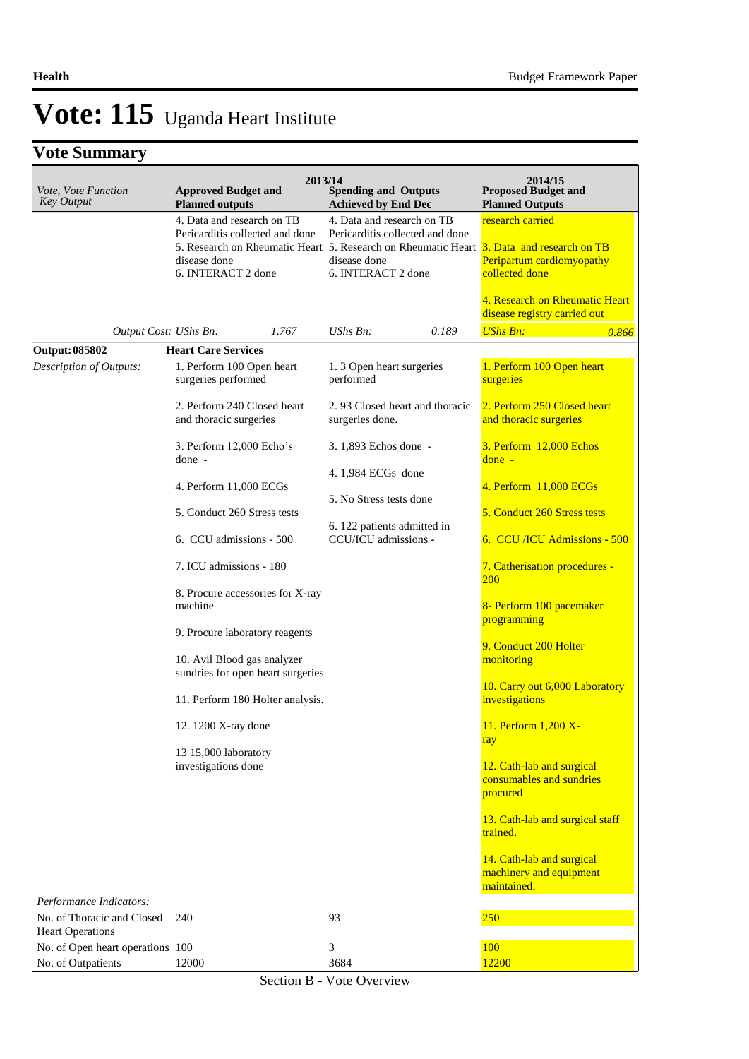# Vote: 115 Uganda Heart Institute

## Vote Summary

| Vote, Vote Function Key Output | 2013/14 Approved Budget and Planned outputs | 2013/14 Spending and Outputs Achieved by End Dec | 2014/15 Proposed Budget and Planned Outputs |
|---|---|---|---|
| | 4. Data and research on TB Pericarditis collected and done<br>5. Research on Rheumatic Heart disease done<br>6. INTERACT 2 done | 4. Data and research on TB Pericarditis collected and done<br>5. Research on Rheumatic Heart disease done<br>6. INTERACT 2 done | research carried<br><br>3. Data and research on TB Peripartum cardiomyopathy collected done<br><br>4. Research on Rheumatic Heart disease registry carried out |
| *Output Cost: UShs Bn:* | *1.767* | *UShs Bn: 0.189* | *UShs Bn: 0.866* |
| **Output: 085802** | **Heart Care Services** | | |
| *Description of Outputs:* | 1. Perform 100 Open heart surgeries performed<br><br>2. Perform 240 Closed heart and thoracic surgeries<br><br>3. Perform 12,000 Echo's done -<br><br>4. Perform 11,000 ECGs<br><br>5. Conduct 260 Stress tests<br><br>6. CCU admissions - 500<br><br>7. ICU admissions - 180<br><br>8. Procure accessories for X-ray machine<br><br>9. Procure laboratory reagents<br><br>10. Avil Blood gas analyzer sundries for open heart surgeries<br><br>11. Perform 180 Holter analysis.<br><br>12. 1200 X-ray done<br><br>13 15,000 laboratory investigations done | 1. 3 Open heart surgeries performed<br><br>2. 93 Closed heart and thoracic surgeries done.<br><br>3. 1,893 Echos done -<br><br>4. 1,984 ECGs done<br><br>5. No Stress tests done<br><br>6. 122 patients admitted in CCU/ICU admissions - | 1. Perform 100 Open heart surgeries<br><br>2. Perform 250 Closed heart and thoracic surgeries<br><br>3. Perform 12,000 Echos done -<br><br>4. Perform 11,000 ECGs<br><br>5. Conduct 260 Stress tests<br><br>6. CCU /ICU Admissions - 500<br><br>7. Catherisation procedures - 200<br><br>8- Perform 100 pacemaker programming<br><br>9. Conduct 200 Holter monitoring<br><br>10. Carry out 6,000 Laboratory investigations<br><br>11. Perform 1,200 X-ray<br><br>12. Cath-lab and surgical consumables and sundries procured<br><br>13. Cath-lab and surgical staff trained.<br><br>14. Cath-lab and surgical machinery and equipment maintained. |
| *Performance Indicators:* | | | |
| No. of Thoracic and Closed Heart Operations | 240 | 93 | 250 |
| No. of Open heart operations | 100 | 3 | 100 |
| No. of Outpatients | 12000 | 3684 | 12200 |

Section B - Vote Overview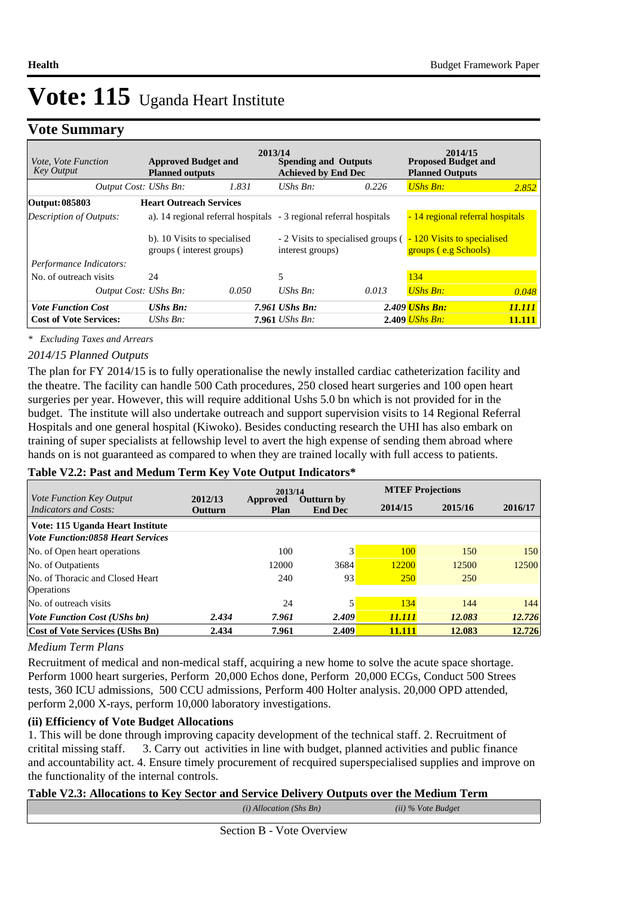# Vote: 115 Uganda Heart Institute

## Vote Summary

| Vote, Vote Function Key Output | 2013/14 Approved Budget and Planned outputs | | 2013/14 Spending and Outputs Achieved by End Dec | | 2014/15 Proposed Budget and Planned Outputs | |
|---|---|---|---|---|---|---|
| Output Cost: | UShs Bn: | 1.831 | UShs Bn: | 0.226 | UShs Bn: | 2.852 |
| **Output: 085803** | **Heart Outreach Services** | | | | | |
| *Description of Outputs:* | a). 14 regional referral hospitals | | - 3 regional referral hospitals | | - 14 regional referral hospitals | |
| | b). 10 Visits to specialised groups ( interest groups) | | - 2 Visits to specialised groups ( interest groups) | | - 120 Visits to specialised groups ( e.g Schools) | |
| *Performance Indicators:* | | | | | | |
| No. of outreach visits | 24 | | 5 | | 134 | |
| Output Cost: | UShs Bn: | 0.050 | UShs Bn: | 0.013 | UShs Bn: | 0.048 |
| ***Vote Function Cost*** | ***UShs Bn:*** | | ***7.961 UShs Bn:*** | | ***2.409 UShs Bn:*** | ***11.111*** |
| **Cost of Vote Services:** | UShs Bn: | | **7.961** UShs Bn: | | **2.409** UShs Bn: | **11.111** |

*\* Excluding Taxes and Arrears*

*2014/15 Planned Outputs*

The plan for FY 2014/15 is to fully operationalise the newly installed cardiac catheterization facility and the theatre. The facility can handle 500 Cath procedures, 250 closed heart surgeries and 100 open heart surgeries per year. However, this will require additional Ushs 5.0 bn which is not provided for in the budget. The institute will also undertake outreach and support supervision visits to 14 Regional Referral Hospitals and one general hospital (Kiwoko). Besides conducting research the UHI has also embark on training of super specialists at fellowship level to avert the high expense of sending them abroad where hands on is not guaranteed as compared to when they are trained locally with full access to patients.

**Table V2.2: Past and Medum Term Key Vote Output Indicators***

| Vote Function Key Output Indicators and Costs: | 2012/13 Outturn | 2013/14 Approved Plan | 2013/14 Outturn by End Dec | MTEF Projections 2014/15 | 2015/16 | 2016/17 |
|---|---|---|---|---|---|---|
| **Vote: 115 Uganda Heart Institute** | | | | | | |
| ***Vote Function:0858 Heart Services*** | | | | | | |
| No. of Open heart operations | | 100 | 3 | 100 | 150 | 150 |
| No. of Outpatients | | 12000 | 3684 | 12200 | 12500 | 12500 |
| No. of Thoracic and Closed Heart Operations | | 240 | 93 | 250 | 250 | |
| No. of outreach visits | | 24 | 5 | 134 | 144 | 144 |
| ***Vote Function Cost (UShs bn)*** | ***2.434*** | ***7.961*** | ***2.409*** | ***11.111*** | ***12.083*** | ***12.726*** |
| **Cost of Vote Services (UShs Bn)** | **2.434** | **7.961** | **2.409** | **11.111** | **12.083** | **12.726** |

*Medium Term Plans*

Recruitment of medical and non-medical staff, acquiring a new home to solve the acute space shortage. Perform 1000 heart surgeries, Perform 20,000 Echos done, Perform 20,000 ECGs, Conduct 500 Strees tests, 360 ICU admissions, 500 CCU admissions, Perform 400 Holter analysis. 20,000 OPD attended, perform 2,000 X-rays, perform 10,000 laboratory investigations.

**(ii) Efficiency of Vote Budget Allocations**

1. This will be done through improving capacity development of the technical staff. 2. Recruitment of critital missing staff. 3. Carry out activities in line with budget, planned activities and public finance and accountability act. 4. Ensure timely procurement of recquired superspecialised supplies and improve on the functionality of the internal controls.

**Table V2.3: Allocations to Key Sector and Service Delivery Outputs over the Medium Term**

| | *(i) Allocation (Shs Bn)* | *(ii) % Vote Budget* |
|---|---|---|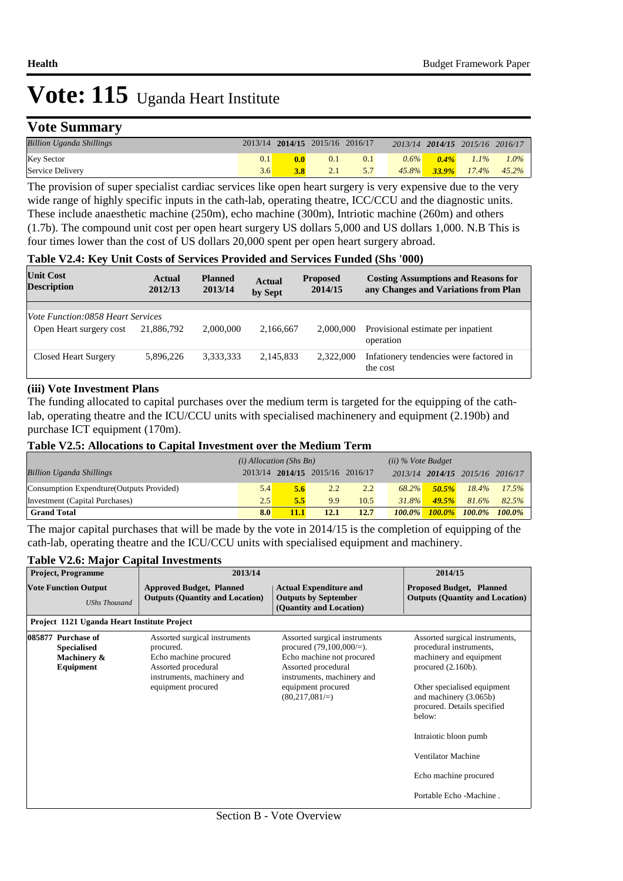# Vote: 115 Uganda Heart Institute

## Vote Summary

| *Billion Uganda Shillings* | 2013/14 | 2014/15 | 2015/16 | 2016/17 | 2013/14 | 2014/15 | 2015/16 | 2016/17 |
|---|---|---|---|---|---|---|---|---|
| Key Sector | 0.1 | **0.0** | 0.1 | 0.1 | *0.6%* | ***0.4%*** | *1.1%* | *1.0%* |
| Service Delivery | 3.6 | **3.8** | 2.1 | 5.7 | *45.8%* | ***33.9%*** | *17.4%* | *45.2%* |

The provision of super specialist cardiac services like open heart surgery is very expensive due to the very wide range of highly specific inputs in the cath-lab, operating theatre, ICC/CCU and the diagnostic units. These include anaesthetic machine (250m), echo machine (300m), Intriotic machine (260m) and others (1.7b). The compound unit cost per open heart surgery US dollars 5,000 and US dollars 1,000. N.B This is four times lower than the cost of US dollars 20,000 spent per open heart surgery abroad.

### Table V2.4: Key Unit Costs of Services Provided and Services Funded (Shs '000)

| Unit Cost Description | Actual 2012/13 | Planned 2013/14 | Actual by Sept | Proposed 2014/15 | Costing Assumptions and Reasons for any Changes and Variations from Plan |
|---|---|---|---|---|---|
| *Vote Function:0858 Heart Services* | | | | | |
| Open Heart surgery cost | 21,886,792 | 2,000,000 | 2,166,667 | 2,000,000 | Provisional estimate per inpatient operation |
| Closed Heart Surgery | 5,896,226 | 3,333,333 | 2,145,833 | 2,322,000 | Infationery tendencies were factored in the cost |

### (iii) Vote Investment Plans

The funding allocated to capital purchases over the medium term is targeted for the equipping of the cath-lab, operating theatre and the ICU/CCU units with specialised machinenery and equipment (2.190b) and purchase ICT equipment (170m).

### Table V2.5: Allocations to Capital Investment over the Medium Term

| | *(i) Allocation (Shs Bn)* | | | | *(ii) % Vote Budget* | | | |
|---|---|---|---|---|---|---|---|---|
| *Billion Uganda Shillings* | 2013/14 | 2014/15 | 2015/16 | 2016/17 | 2013/14 | 2014/15 | 2015/16 | 2016/17 |
| Consumption Expendture(Outputs Provided) | 5.4 | **5.6** | 2.2 | 2.2 | *68.2%* | ***50.5%*** | *18.4%* | *17.5%* |
| Investment (Capital Purchases) | 2.5 | **5.5** | 9.9 | 10.5 | *31.8%* | ***49.5%*** | *81.6%* | *82.5%* |
| **Grand Total** | **8.0** | **11.1** | **12.1** | **12.7** | ***100.0%*** | ***100.0%*** | ***100.0%*** | ***100.0%*** |

The major capital purchases that will be made by the vote in 2014/15 is the completion of equipping of the cath-lab, operating theatre and the ICU/CCU units with specialised equipment and machinery.

### Table V2.6: Major Capital Investments

| Project, Programme | 2013/14 | | 2014/15 |
|---|---|---|---|
| **Vote Function Output** *UShs Thousand* | **Approved Budget, Planned Outputs (Quantity and Location)** | **Actual Expenditure and Outputs by September (Quantity and Location)** | **Proposed Budget, Planned Outputs (Quantity and Location)** |
| **Project 1121 Uganda Heart Institute Project** | | | |
| **085877 Purchase of Specialised Machinery & Equipment** | Assorted surgical instruments procured.<br>Echo machine procured<br>Assorted procedural instruments, machinery and equipment procured | Assorted surgical instruments procured (79,100,000/=).<br>Echo machine not procured<br>Assorted procedural instruments, machinery and equipment procured (80,217,081/=) | Assorted surgical instruments, procedural instruments, machinery and equipment procured (2.160b).<br><br>Other specialised equipment and machinery (3.065b) procured. Details specified below:<br><br>Intraiotic bloon pumb<br><br>Ventilator Machine<br><br>Echo machine procured<br><br>Portable Echo -Machine . |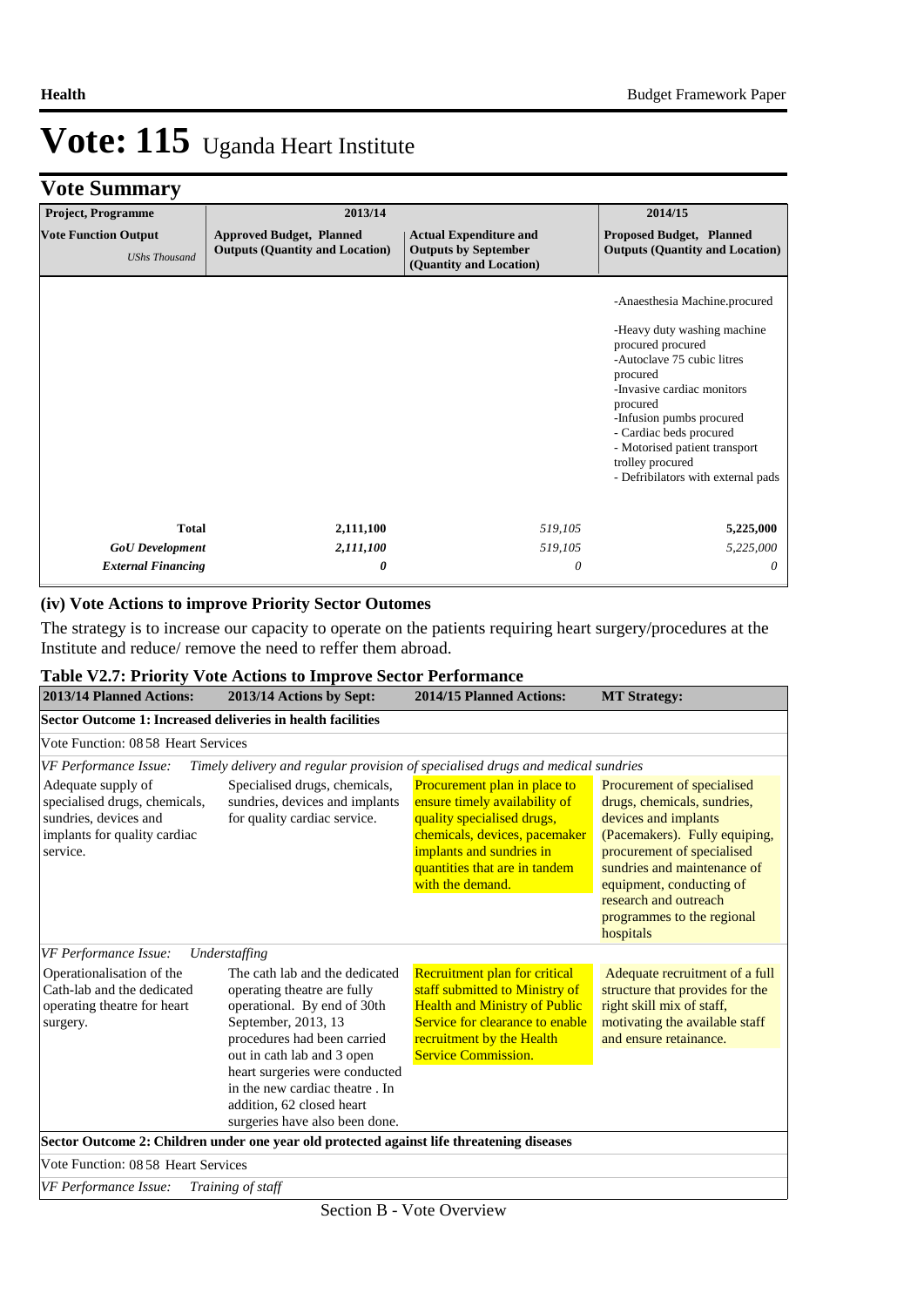# Vote: 115 Uganda Heart Institute

## Vote Summary

| Project, Programme | 2013/14 | | 2014/15 |
|---|---|---|---|
| **Vote Function Output** *UShs Thousand* | **Approved Budget, Planned Outputs (Quantity and Location)** | **Actual Expenditure and Outputs by September (Quantity and Location)** | **Proposed Budget, Planned Outputs (Quantity and Location)** |
| | | | -Anaesthesia Machine.procured<br><br>-Heavy duty washing machine procured procured<br>-Autoclave 75 cubic litres procured<br>-Invasive cardiac monitors procured<br>-Infusion pumbs procured<br>- Cardiac beds procured<br>- Motorised patient transport trolley procured<br>- Defribilators with external pads |
| **Total** | **2,111,100** | *519,105* | **5,225,000** |
| ***GoU Development*** | ***2,111,100*** | *519,105* | *5,225,000* |
| ***External Financing*** | ***0*** | *0* | *0* |

### (iv) Vote Actions to improve Priority Sector Outomes

The strategy is to increase our capacity to operate on the patients requiring heart surgery/procedures at the Institute and reduce/ remove the need to reffer them abroad.

**Table V2.7: Priority Vote Actions to Improve Sector Performance**

| 2013/14 Planned Actions: | 2013/14 Actions by Sept: | 2014/15 Planned Actions: | MT Strategy: |
|---|---|---|---|
| **Sector Outcome 1: Increased deliveries in health facilities** | | | |
| Vote Function: 08 58 Heart Services | | | |
| *VF Performance Issue: Timely delivery and regular provision of specialised drugs and medical sundries* | | | |
| Adequate supply of specialised drugs, chemicals, sundries, devices and implants for quality cardiac service. | Specialised drugs, chemicals, sundries, devices and implants for quality cardiac service. | Procurement plan in place to ensure timely availability of quality specialised drugs, chemicals, devices, pacemaker implants and sundries in quantities that are in tandem with the demand. | Procurement of specialised drugs, chemicals, sundries, devices and implants (Pacemakers). Fully equiping, procurement of specialised sundries and maintenance of equipment, conducting of research and outreach programmes to the regional hospitals |
| *VF Performance Issue: Understaffing* | | | |
| Operationalisation of the Cath-lab and the dedicated operating theatre for heart surgery. | The cath lab and the dedicated operating theatre are fully operational. By end of 30th September, 2013, 13 procedures had been carried out in cath lab and 3 open heart surgeries were conducted in the new cardiac theatre . In addition, 62 closed heart surgeries have also been done. | Recruitment plan for critical staff submitted to Ministry of Health and Ministry of Public Service for clearance to enable recruitment by the Health Service Commission. | Adequate recruitment of a full structure that provides for the right skill mix of staff, motivating the available staff and ensure retainance. |
| **Sector Outcome 2: Children under one year old protected against life threatening diseases** | | | |
| Vote Function: 08 58 Heart Services | | | |
| *VF Performance Issue: Training of staff* | | | |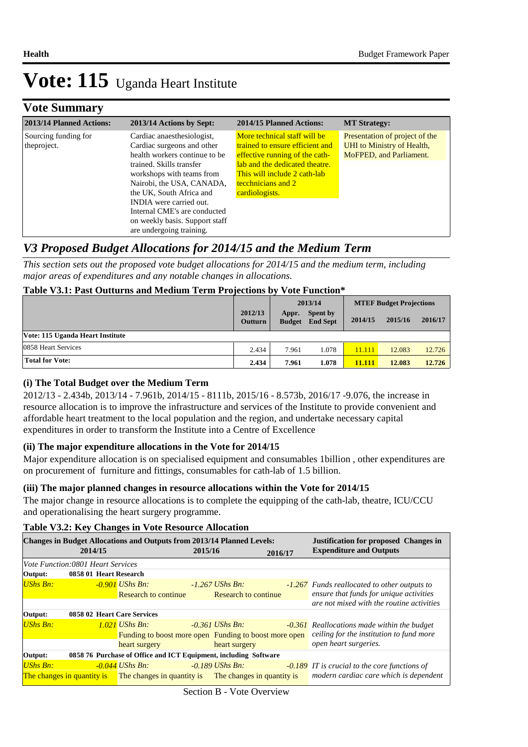# Vote: 115 Uganda Heart Institute

## Vote Summary

| 2013/14 Planned Actions: | 2013/14 Actions by Sept: | 2014/15 Planned Actions: | MT Strategy: |
|---|---|---|---|
| Sourcing funding for theproject. | Cardiac anaesthesiologist, Cardiac surgeons and other health workers continue to be trained. Skills transfer workshops with teams from Nairobi, the USA, CANADA, the UK, South Africa and INDIA were carried out. Internal CME's are conducted on weekly basis. Support staff are undergoing training. | More technical staff will be trained to ensure efficient and effective running of the cath-lab and the dedicated theatre. This will include 2 cath-lab tecchnicians and 2 cardiologists. | Presentation of project of the UHI to Ministry of Health, MoFPED, and Parliament. |

## *V3 Proposed Budget Allocations for 2014/15 and the Medium Term*

*This section sets out the proposed vote budget allocations for 2014/15 and the medium term, including major areas of expenditures and any notable changes in allocations.*

**Table V3.1: Past Outturns and Medium Term Projections by Vote Function\***

| | 2012/13 Outturn | 2013/14 Appr. Budget | 2013/14 Spent by End Sept | MTEF Budget Projections 2014/15 | 2015/16 | 2016/17 |
|---|---|---|---|---|---|---|
| **Vote: 115 Uganda Heart Institute** | | | | | | |
| 0858 Heart Services | 2.434 | 7.961 | 1.078 | 11.111 | 12.083 | 12.726 |
| **Total for Vote:** | **2.434** | **7.961** | **1.078** | **11.111** | **12.083** | **12.726** |

### (i) The Total Budget over the Medium Term

2012/13 - 2.434b, 2013/14 - 7.961b, 2014/15 - 8111b, 2015/16 - 8.573b, 2016/17 -9.076, the increase in resource allocation is to improve the infrastructure and services of the Institute to provide convenient and affordable heart treatment to the local population and the region, and undertake necessary capital expenditures in order to transform the Institute into a Centre of Excellence

### (ii) The major expenditure allocations in the Vote for 2014/15

Major expenditure allocation is on specialised equipment and consumables 1billion , other expenditures are on procurement of furniture and fittings, consumables for cath-lab of 1.5 billion.

### (iii) The major planned changes in resource allocations within the Vote for 2014/15

The major change in resource allocations is to complete the equipping of the cath-lab, theatre, ICU/CCU and operationalising the heart surgery programme.

**Table V3.2: Key Changes in Vote Resource Allocation**

| Changes in Budget Allocations and Outputs from 2013/14 Planned Levels: 2014/15 | 2015/16 | 2016/17 | Justification for proposed Changes in Expenditure and Outputs |
|---|---|---|---|
| *Vote Function:0801 Heart Services* | | | |
| **Output: 0858 01 Heart Research** | | | |
| UShs Bn: *-0.901* | UShs Bn: *-1.267* Research to continue | UShs Bn: *-1.267* Research to continue | *Funds reallocated to other outputs to ensure that funds for unique activities are not mixed with the routine activities* |
| **Output: 0858 02 Heart Care Services** | | | |
| UShs Bn: *1.021* | UShs Bn: *-0.361* Funding to boost more open heart surgery | UShs Bn: *-0.361* Funding to boost more open heart surgery | *Reallocations made within the budget ceiling for the institution to fund more open heart surgeries.* |
| **Output: 0858 76 Purchase of Office and ICT Equipment, including Software** | | | |
| UShs Bn: *-0.044* The changes in quantity is | UShs Bn: *-0.189* The changes in quantity is | UShs Bn: *-0.189* The changes in quantity is | *IT is crucial to the core functions of modern cardiac care which is dependent* |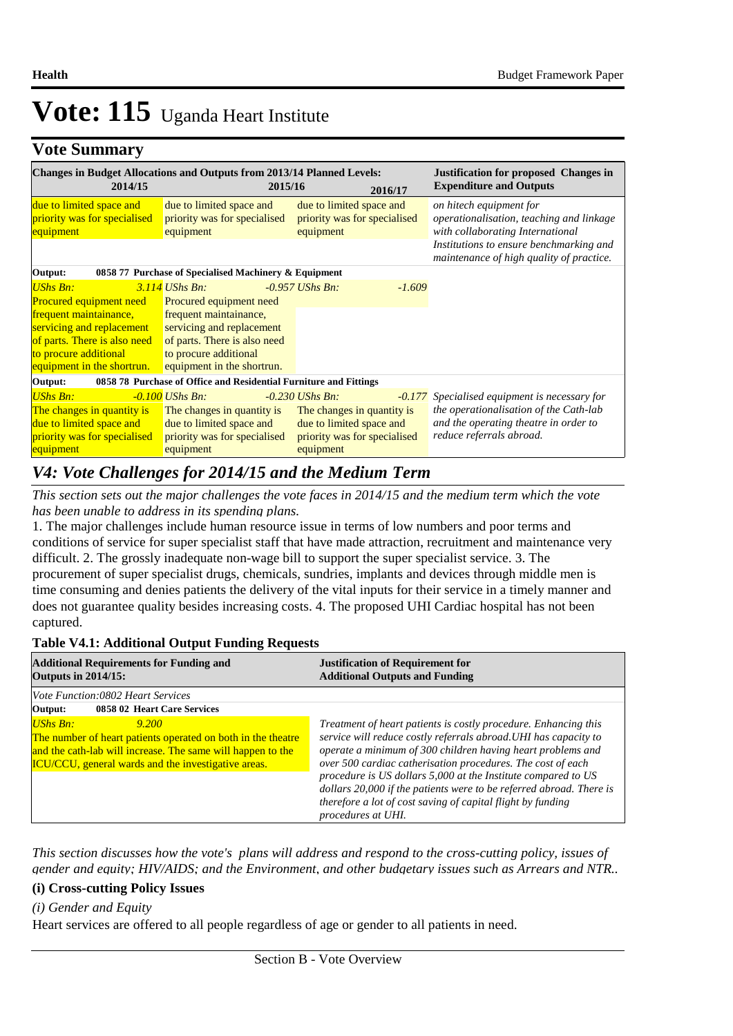# Vote: 115 Uganda Heart Institute

## Vote Summary

| Changes in Budget Allocations and Outputs from 2013/14 Planned Levels: 2014/15 | 2015/16 | 2016/17 | Justification for proposed Changes in Expenditure and Outputs |
|---|---|---|---|
| due to limited space and priority was for specialised equipment | due to limited space and priority was for specialised equipment | due to limited space and priority was for specialised equipment | *on hitech equipment for operationalisation, teaching and linkage with collaborating International Institutions to ensure benchmarking and maintenance of high quality of practice.* |
| **Output: 0858 77 Purchase of Specialised Machinery & Equipment** | | | |
| *UShs Bn:* *3.114* Procured equipment need frequent maintainance, servicing and replacement of parts. There is also need to procure additional equipment in the shortrun. | *UShs Bn:* *-0.957* Procured equipment need frequent maintainance, servicing and replacement of parts. There is also need to procure additional equipment in the shortrun. | *UShs Bn:* *-1.609* | |
| **Output: 0858 78 Purchase of Office and Residential Furniture and Fittings** | | | |
| *UShs Bn:* *-0.100* The changes in quantity is due to limited space and priority was for specialised equipment | *UShs Bn:* *-0.230* The changes in quantity is due to limited space and priority was for specialised equipment | *UShs Bn:* *-0.177* The changes in quantity is due to limited space and priority was for specialised equipment | *Specialised equipment is necessary for the operationalisation of the Cath-lab and the operating theatre in order to reduce referrals abroad.* |

## *V4: Vote Challenges for 2014/15 and the Medium Term*

*This section sets out the major challenges the vote faces in 2014/15 and the medium term which the vote has been unable to address in its spending plans.*

1. The major challenges include human resource issue in terms of low numbers and poor terms and conditions of service for super specialist staff that have made attraction, recruitment and maintenance very difficult. 2. The grossly inadequate non-wage bill to support the super specialist service. 3. The procurement of super specialist drugs, chemicals, sundries, implants and devices through middle men is time consuming and denies patients the delivery of the vital inputs for their service in a timely manner and does not guarantee quality besides increasing costs. 4. The proposed UHI Cardiac hospital has not been captured.

**Table V4.1: Additional Output Funding Requests**

| Additional Requirements for Funding and Outputs in 2014/15: | Justification of Requirement for Additional Outputs and Funding |
|---|---|
| *Vote Function:0802 Heart Services* | |
| **Output: 0858 02 Heart Care Services** | |
| *UShs Bn:* *9.200* The number of heart patients operated on both in the theatre and the cath-lab will increase. The same will happen to the ICU/CCU, general wards and the investigative areas. | *Treatment of heart patients is costly procedure. Enhancing this service will reduce costly referrals abroad.UHI has capacity to operate a minimum of 300 children having heart problems and over 500 cardiac catherisation procedures. The cost of each procedure is US dollars 5,000 at the Institute compared to US dollars 20,000 if the patients were to be referred abroad. There is therefore a lot of cost saving of capital flight by funding procedures at UHI.* |

*This section discusses how the vote's plans will address and respond to the cross-cutting policy, issues of gender and equity; HIV/AIDS; and the Environment, and other budgetary issues such as Arrears and NTR..*

### (i) Cross-cutting Policy Issues

*(i) Gender and Equity*

Heart services are offered to all people regardless of age or gender to all patients in need.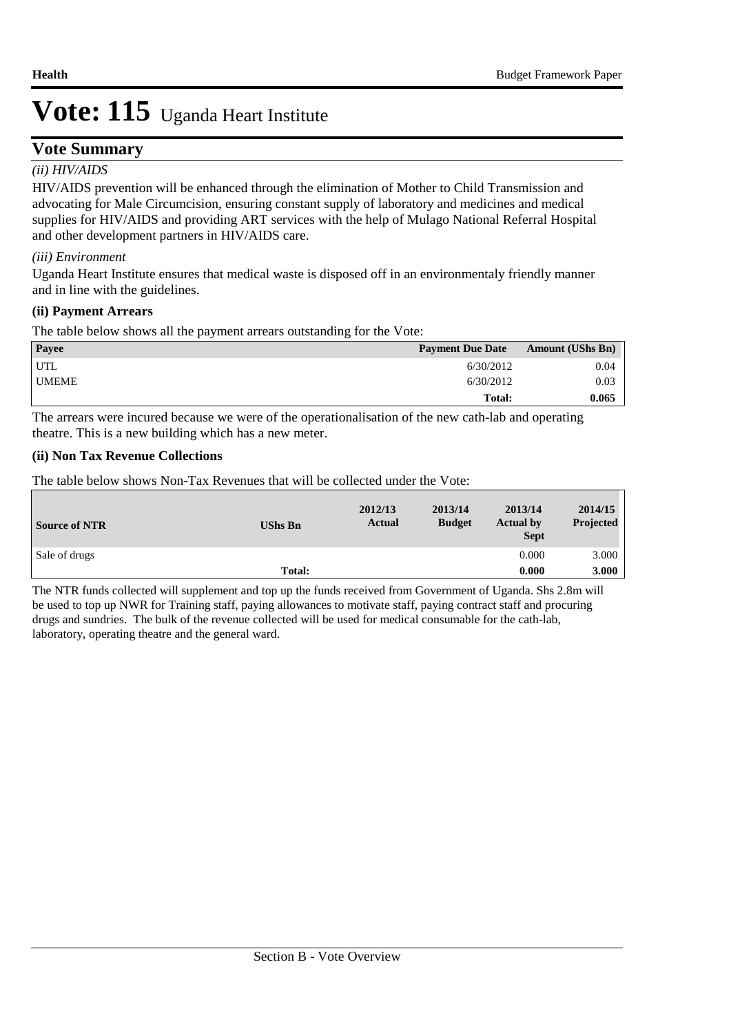# Vote: 115 Uganda Heart Institute

## Vote Summary

*(ii) HIV/AIDS*

HIV/AIDS prevention will be enhanced through the elimination of Mother to Child Transmission and advocating for Male Circumcision, ensuring constant supply of laboratory and medicines and medical supplies for HIV/AIDS and providing ART services with the help of Mulago National Referral Hospital and other development partners in HIV/AIDS care.

*(iii) Environment*

Uganda Heart Institute ensures that medical waste is disposed off in an environmentaly friendly manner and in line with the guidelines.

### (ii) Payment Arrears

The table below shows all the payment arrears outstanding for the Vote:

| Payee | Payment Due Date | Amount (UShs Bn) |
|---|---|---|
| UTL | 6/30/2012 | 0.04 |
| UMEME | 6/30/2012 | 0.03 |
| | **Total:** | **0.065** |

The arrears were incured because we were of the operationalisation of the new cath-lab and operating theatre. This is a new building which has a new meter.

### (ii) Non Tax Revenue Collections

The table below shows Non-Tax Revenues that will be collected under the Vote:

| Source of NTR | UShs Bn | 2012/13 Actual | 2013/14 Budget | 2013/14 Actual by Sept | 2014/15 Projected |
|---|---|---|---|---|---|
| Sale of drugs | | | | 0.000 | 3.000 |
| | **Total:** | | | **0.000** | **3.000** |

The NTR funds collected will supplement and top up the funds received from Government of Uganda. Shs 2.8m will be used to top up NWR for Training staff, paying allowances to motivate staff, paying contract staff and procuring drugs and sundries. The bulk of the revenue collected will be used for medical consumable for the cath-lab, laboratory, operating theatre and the general ward.